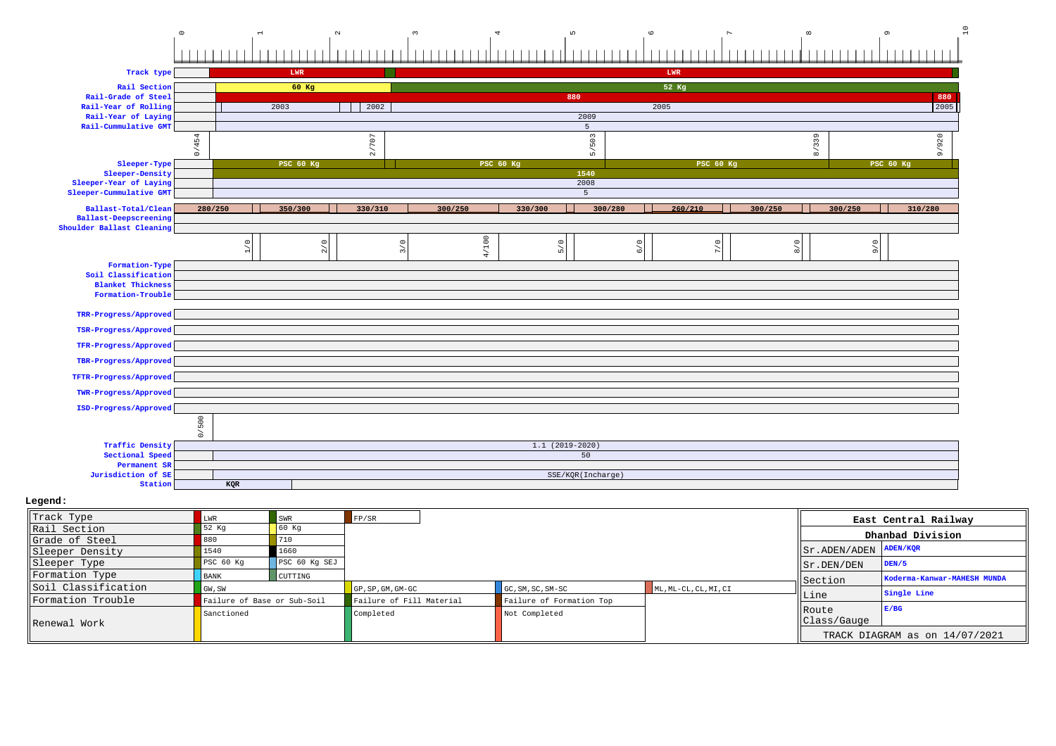# Track Diagram

Chainage (km): 0 1 2 3 4 5 6 7 8 9 10

| Parameter | Values |
|---|---|
| Track type | LWR, LWR |
| Rail Section | 60 Kg, 52 Kg |
| Rail-Grade of Steel | 880, 880 |
| Rail-Year of Rolling | 2003, 2002, 2005, 2005 |
| Rail-Year of Laying | 2009 |
| Rail-Cummulative GMT | 5 |
| | 0/454, 2/707, 5/503, 8/339, 9/920 |
| Sleeper-Type | PSC 60 Kg, PSC 60 Kg, PSC 60 Kg, PSC 60 Kg |
| Sleeper-Density | 1540 |
| Sleeper-Year of Laying | 2008 |
| Sleeper-Cummulative GMT | 5 |
| Ballast-Total/Clean | 280/250, 350/300, 330/310, 300/250, 330/300, 300/280, 260/210, 300/250, 300/250, 310/280 |
| Ballast-Deepscreening | |
| Shoulder Ballast Cleaning | |
| | 1/0, 2/0, 3/0, 4/100, 5/0, 6/0, 7/0, 8/0, 9/0 |
| Formation-Type | |
| Soil Classification | |
| Blanket Thickness | |
| Formation-Trouble | |
| TRR-Progress/Approved | |
| TSR-Progress/Approved | |
| TFR-Progress/Approved | |
| TBR-Progress/Approved | |
| TFTR-Progress/Approved | |
| TWR-Progress/Approved | |
| ISD-Progress/Approved | |
| | 0/500 |
| Traffic Density | 1.1 (2019-2020) |
| Sectional Speed | 50 |
| Permanent SR | |
| Jurisdiction of SE | SSE/KQR(Incharge) |
| Station | KQR |

**Legend:**

| | | | | | |
|---|---|---|---|---|---|
| Track Type | LWR | SWR | FP/SR | | |
| Rail Section | 52 Kg | 60 Kg | | | |
| Grade of Steel | 880 | 710 | | | |
| Sleeper Density | 1540 | 1660 | | | |
| Sleeper Type | PSC 60 Kg | PSC 60 Kg SEJ | | | |
| Formation Type | BANK | CUTTING | | | |
| Soil Classification | GW, SW | | GP, SP, GM, GM-GC | GC, SM, SC, SM-SC | ML, ML-CL, CL, MI, CI |
| Formation Trouble | Failure of Base or Sub-Soil | | Failure of Fill Material | Failure of Formation Top | |
| Renewal Work | Sanctioned | | Completed | Not Completed | |

| East Central Railway | |
|---|---|
| Dhanbad Division | |
| Sr.ADEN/ADEN | ADEN/KQR |
| Sr.DEN/DEN | DEN/5 |
| Section | Koderma-Kanwar-MAHESH MUNDA |
| Line | Single Line |
| Route Class/Gauge | E/BG |
| TRACK DIAGRAM as on 14/07/2021 | |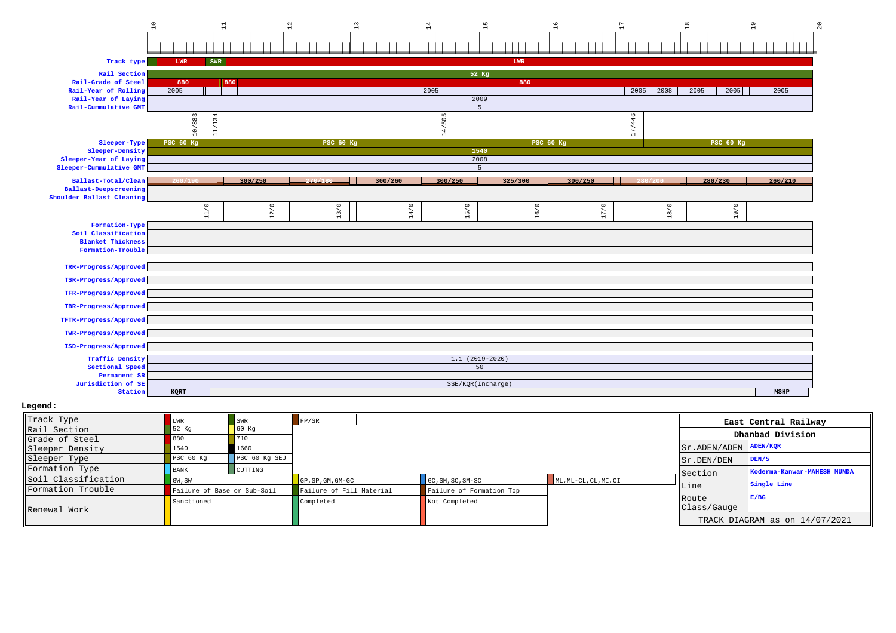| | 10 | 11 | 12 | 13 | 14 | 15 | 16 | 17 | 18 | 19 | 20 |
|---|---|---|---|---|---|---|---|---|---|---|---|

| Row | Values |
|---|---|
| Track type | LWR, SWR, LWR |
| Rail Section | 52 Kg |
| Rail-Grade of Steel | 880, 880, 880 |
| Rail-Year of Rolling | 2005, 2005, 2005, 2008, 2005, 2005, 2005 |
| Rail-Year of Laying | 2009 |
| Rail-Cummulative GMT | 5 |
| (km marks) | 10/883, 11/134, 14/505, 17/446 |
| Sleeper-Type | PSC 60 Kg, PSC 60 Kg, PSC 60 Kg, PSC 60 Kg |
| Sleeper-Density | 1540 |
| Sleeper-Year of Laying | 2008 |
| Sleeper-Cummulative GMT | 5 |
| Ballast-Total/Clean | 260/190, 300/250, 270/180, 300/260, 300/250, 325/300, 300/250, 280/200, 280/230, 260/210 |
| Ballast-Deepscreening | |
| Shoulder Ballast Cleaning | |
| (km marks) | 11/0, 12/0, 13/0, 14/0, 15/0, 16/0, 17/0, 18/0, 19/0 |
| Formation-Type | |
| Soil Classification | |
| Blanket Thickness | |
| Formation-Trouble | |
| TRR-Progress/Approved | |
| TSR-Progress/Approved | |
| TFR-Progress/Approved | |
| TBR-Progress/Approved | |
| TFTR-Progress/Approved | |
| TWR-Progress/Approved | |
| ISD-Progress/Approved | |
| Traffic Density | 1.1 (2019-2020) |
| Sectional Speed | 50 |
| Permanent SR | |
| Jurisdiction of SE | SSE/KQR(Incharge) |
| Station | KQRT, MSHP |

**Legend:**

| | | | | | |
|---|---|---|---|---|---|
| Track Type | LWR | SWR | FP/SR | | |
| Rail Section | 52 Kg | 60 Kg | | | |
| Grade of Steel | 880 | 710 | | | |
| Sleeper Density | 1540 | 1660 | | | |
| Sleeper Type | PSC 60 Kg | PSC 60 Kg SEJ | | | |
| Formation Type | BANK | CUTTING | | | |
| Soil Classification | GW,SW | | GP,SP,GM,GM-GC | GC,SM,SC,SM-SC | ML,ML-CL,CL,MI,CI |
| Formation Trouble | Failure of Base or Sub-Soil | | Failure of Fill Material | Failure of Formation Top | |
| Renewal Work | Sanctioned | | Completed | Not Completed | |

| East Central Railway | |
|---|---|
| Dhanbad Division | |
| Sr.ADEN/ADEN | ADEN/KQR |
| Sr.DEN/DEN | DEN/5 |
| Section | Koderma-Kanwar-MAHESH MUNDA |
| Line | Single Line |
| Route Class/Gauge | E/BG |
| TRACK DIAGRAM as on 14/07/2021 | |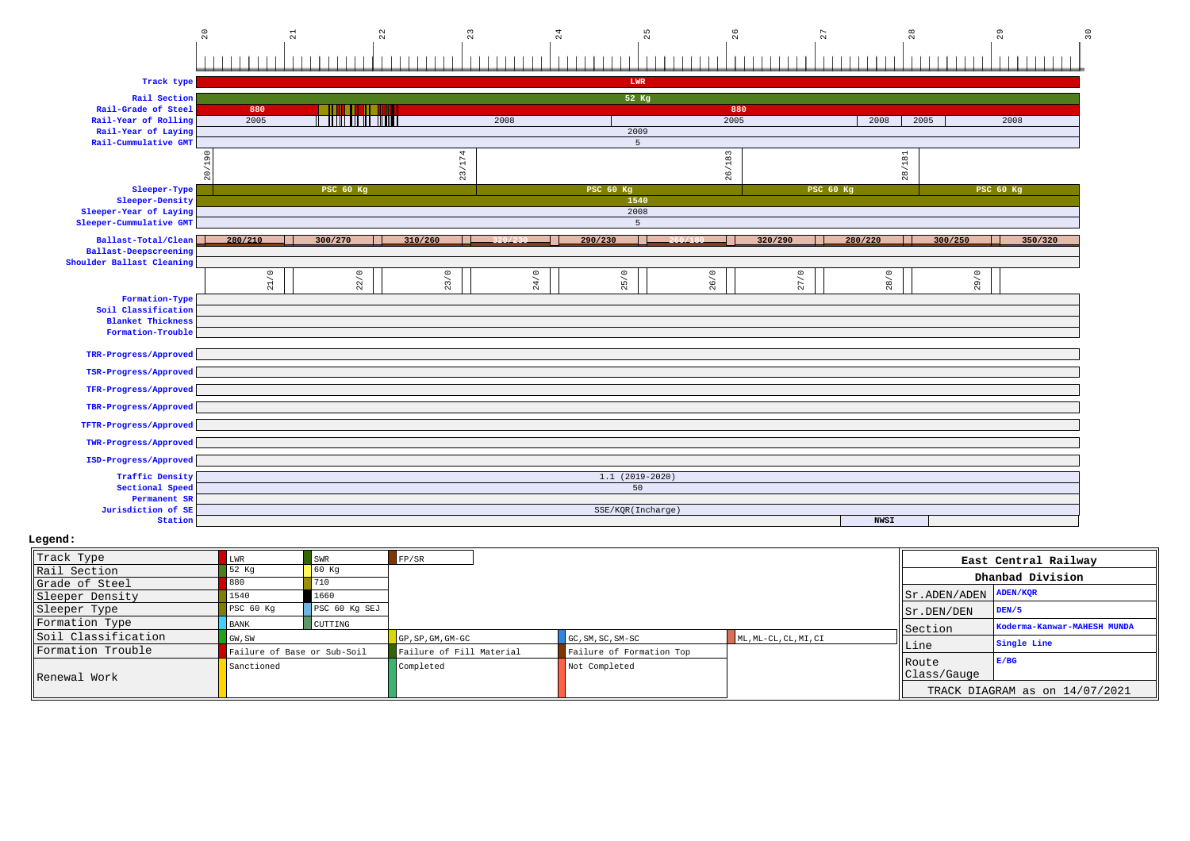Chainage (km): 20 | 21 | 22 | 23 | 24 | 25 | 26 | 27 | 28 | 29 | 30

| Parameter | Details |
|---|---|
| Track type | LWR |
| Rail Section | 52 Kg |
| Rail-Grade of Steel | 880 / 880 |
| Rail-Year of Rolling | 2005 / 2008 / 2005 / 2008 / 2005 / 2008 |
| Rail-Year of Laying | 2009 |
| Rail-Cummulative GMT | 5 |
| Sleeper markers | 20/190, 23/174, 26/183, 28/181 |
| Sleeper-Type | PSC 60 Kg / PSC 60 Kg / PSC 60 Kg / PSC 60 Kg |
| Sleeper-Density | 1540 |
| Sleeper-Year of Laying | 2008 |
| Sleeper-Cummulative GMT | 5 |
| Ballast-Total/Clean | 280/210, 300/270, 310/260, 320/230, 290/230, 280/180, 320/290, 280/220, 300/250, 350/320 |
| Ballast-Deepscreening | |
| Shoulder Ballast Cleaning | |
| Ballast markers | 21/0, 22/0, 23/0, 24/0, 25/0, 26/0, 27/0, 28/0, 29/0 |
| Formation-Type | |
| Soil Classification | |
| Blanket Thickness | |
| Formation-Trouble | |
| TRR-Progress/Approved | |
| TSR-Progress/Approved | |
| TFR-Progress/Approved | |
| TBR-Progress/Approved | |
| TFTR-Progress/Approved | |
| TWR-Progress/Approved | |
| ISD-Progress/Approved | |
| Traffic Density | 1.1 (2019-2020) |
| Sectional Speed | 50 |
| Permanent SR | |
| Jurisdiction of SE | SSE/KQR(Incharge) |
| Station | NWSI |

**Legend:**

| | | | | | |
|---|---|---|---|---|---|
| Track Type | LWR | SWR | FP/SR | | |
| Rail Section | 52 Kg | 60 Kg | | | |
| Grade of Steel | 880 | 710 | | | |
| Sleeper Density | 1540 | 1660 | | | |
| Sleeper Type | PSC 60 Kg | PSC 60 Kg SEJ | | | |
| Formation Type | BANK | CUTTING | | | |
| Soil Classification | GW, SW | | GP, SP, GM, GM-GC | GC, SM, SC, SM-SC | ML, ML-CL, CL, MI, CI |
| Formation Trouble | Failure of Base or Sub-Soil | | Failure of Fill Material | Failure of Formation Top | |
| Renewal Work | Sanctioned | | Completed | Not Completed | |

| East Central Railway | |
|---|---|
| Dhanbad Division | |
| Sr.ADEN/ADEN | ADEN/KQR |
| Sr.DEN/DEN | DEN/5 |
| Section | Koderma-Kanwar-MAHESH MUNDA |
| Line | Single Line |
| Route Class/Gauge | E/BG |
| TRACK DIAGRAM as on 14/07/2021 | |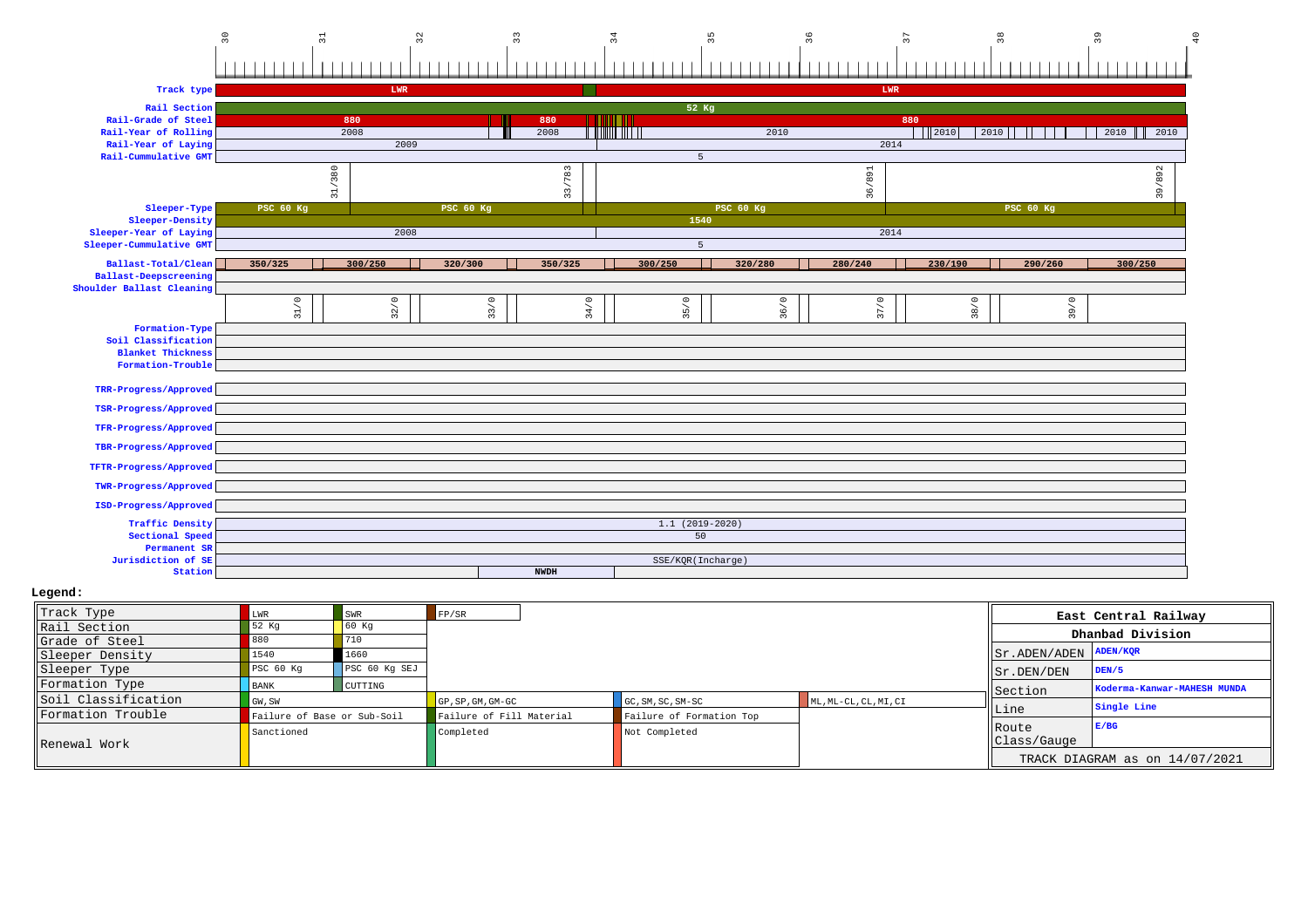Track diagram chainage: 30 | 31 | 32 | 33 | 34 | 35 | 36 | 37 | 38 | 39 | 40

| Parameter | Details |
|---|---|
| Track type | LWR (30–33.7); LWR (33.8–40) |
| Rail Section | 52 Kg |
| Rail-Grade of Steel | 880 (30–32.8); 880 (33–33.7); 880 (34–40) |
| Rail-Year of Rolling | 2008 (30–32.8); 2008 (33–33.7); 2010; 2010; 2010; 2010; 2010 |
| Rail-Year of Laying | 2009 (30–33.9); 2014 (33.9–40) |
| Rail-Cummulative GMT | 5 |
| Km/post markers | 31/380; 33/783; 36/891; 39/892 |
| Sleeper-Type | PSC 60 Kg; PSC 60 Kg; PSC 60 Kg; PSC 60 Kg |
| Sleeper-Density | 1540 |
| Sleeper-Year of Laying | 2008 (30–33.9); 2014 (33.9–40) |
| Sleeper-Cummulative GMT | 5 |
| Ballast-Total/Clean | 350/325; 300/250; 320/300; 350/325; 300/250; 320/280; 280/240; 230/190; 290/260; 300/250 |
| Ballast-Deepscreening | |
| Shoulder Ballast Cleaning | |
| Km markers | 31/0; 32/0; 33/0; 34/0; 35/0; 36/0; 37/0; 38/0; 39/0 |
| Formation-Type | |
| Soil Classification | |
| Blanket Thickness | |
| Formation-Trouble | |
| TRR-Progress/Approved | |
| TSR-Progress/Approved | |
| TFR-Progress/Approved | |
| TBR-Progress/Approved | |
| TFTR-Progress/Approved | |
| TWR-Progress/Approved | |
| ISD-Progress/Approved | |
| Traffic Density | 1.1 (2019-2020) |
| Sectional Speed | 50 |
| Permanent SR | |
| Jurisdiction of SE | SSE/KQR(Incharge) |
| Station | NWDH |

**Legend:**

| Item | | | | | |
|---|---|---|---|---|---|
| Track Type | LWR | SWR | FP/SR | | |
| Rail Section | 52 Kg | 60 Kg | | | |
| Grade of Steel | 880 | 710 | | | |
| Sleeper Density | 1540 | 1660 | | | |
| Sleeper Type | PSC 60 Kg | PSC 60 Kg SEJ | | | |
| Formation Type | BANK | CUTTING | | | |
| Soil Classification | GW, SW | | GP, SP, GM, GM-GC | GC, SM, SC, SM-SC | ML, ML-CL, CL, MI, CI |
| Formation Trouble | Failure of Base or Sub-Soil | | Failure of Fill Material | Failure of Formation Top | |
| Renewal Work | Sanctioned | | Completed | Not Completed | |

| East Central Railway | |
|---|---|
| Dhanbad Division | |
| Sr.ADEN/ADEN | ADEN/KQR |
| Sr.DEN/DEN | DEN/5 |
| Section | Koderma-Kanwar-MAHESH MUNDA |
| Line | Single Line |
| Route Class/Gauge | E/BG |
| TRACK DIAGRAM as on 14/07/2021 | |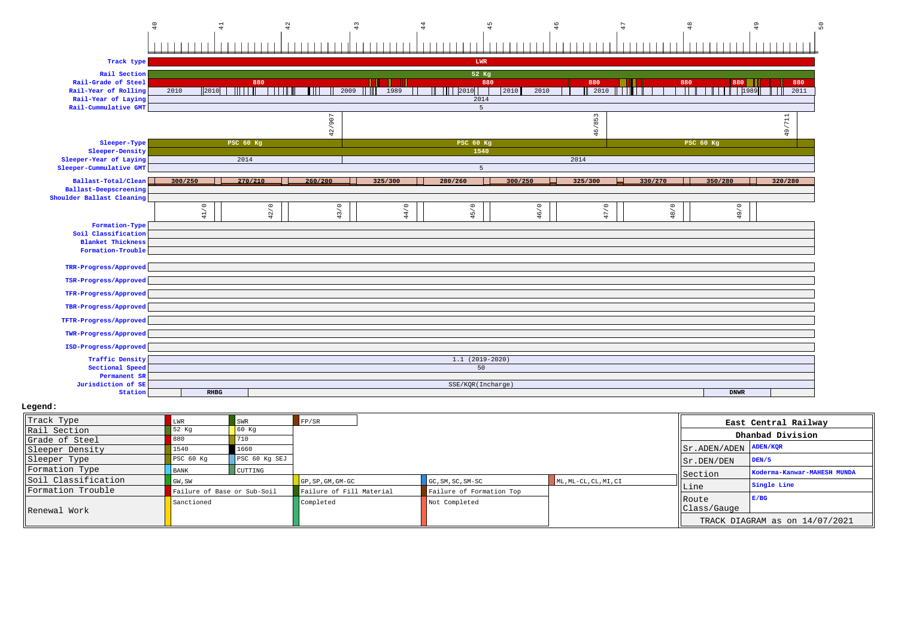Kilometre scale: 40 | 41 | 42 | 43 | 44 | 45 | 46 | 47 | 48 | 49 | 50

| Parameter | Values |
|---|---|
| Track type | LWR |
| Rail Section | 52 Kg |
| Rail-Grade of Steel | 880 | 880 | 880 | 880 | 880 | 880 |
| Rail-Year of Rolling | 2010 | 2010 | 2009 | 1989 | 2010 | 2010 | 2010 | 2010 | 1989 | 2011 |
| Rail-Year of Laying | 2014 |
| Rail-Cummulative GMT | 5 |
| | 42/907 | 46/853 | 49/711 |
| Sleeper-Type | PSC 60 Kg | PSC 60 Kg | PSC 60 Kg |
| Sleeper-Density | 1540 |
| Sleeper-Year of Laying | 2014 | 2014 |
| Sleeper-Cummulative GMT | 5 |
| Ballast-Total/Clean | 300/250 | 270/210 | 260/200 | 325/300 | 280/260 | 300/250 | 325/300 | 330/270 | 350/280 | 320/280 |
| Ballast-Deepscreening | |
| Shoulder Ballast Cleaning | |
| | 41/0 | 42/0 | 43/0 | 44/0 | 45/0 | 46/0 | 47/0 | 48/0 | 49/0 |
| Formation-Type | |
| Soil Classification | |
| Blanket Thickness | |
| Formation-Trouble | |
| TRR-Progress/Approved | |
| TSR-Progress/Approved | |
| TFR-Progress/Approved | |
| TBR-Progress/Approved | |
| TFTR-Progress/Approved | |
| TWR-Progress/Approved | |
| ISD-Progress/Approved | |
| Traffic Density | 1.1 (2019-2020) |
| Sectional Speed | 50 |
| Permanent SR | |
| Jurisdiction of SE | SSE/KQR(Incharge) |
| Station | RHBG | DNWR |

**Legend:**

| Item | | | | | |
|---|---|---|---|---|---|
| Track Type | LWR | SWR | FP/SR | | |
| Rail Section | 52 Kg | 60 Kg | | | |
| Grade of Steel | 880 | 710 | | | |
| Sleeper Density | 1540 | 1660 | | | |
| Sleeper Type | PSC 60 Kg | PSC 60 Kg SEJ | | | |
| Formation Type | BANK | CUTTING | | | |
| Soil Classification | GW, SW | | GP, SP, GM, GM-GC | GC, SM, SC, SM-SC | ML, ML-CL, CL, MI, CI |
| Formation Trouble | Failure of Base or Sub-Soil | | Failure of Fill Material | Failure of Formation Top | |
| Renewal Work | Sanctioned | | Completed | Not Completed | |

| East Central Railway | |
|---|---|
| Dhanbad Division | |
| Sr.ADEN/ADEN | ADEN/KQR |
| Sr.DEN/DEN | DEN/5 |
| Section | Koderma-Kanwar-MAHESH MUNDA |
| Line | Single Line |
| Route Class/Gauge | E/BG |
| TRACK DIAGRAM as on 14/07/2021 | |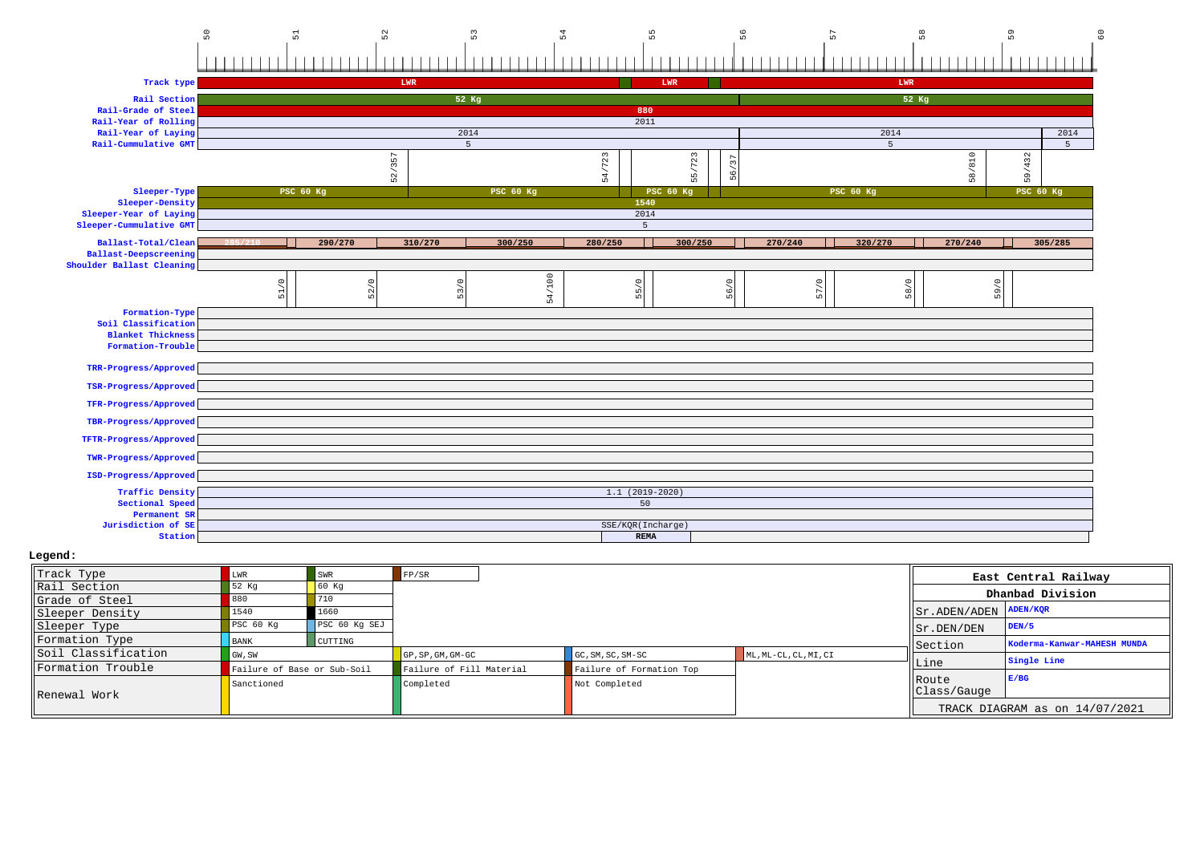Chainage (km): 50 | 51 | 52 | 53 | 54 | 55 | 56 | 57 | 58 | 59 | 60

| Parameter | Values |
|---|---|
| Track type | LWR | LWR | LWR |
| Rail Section | 52 Kg | 52 Kg |
| Rail-Grade of Steel | 880 |
| Rail-Year of Rolling | 2011 |
| Rail-Year of Laying | 2014 | 2014 | 2014 |
| Rail-Cummulative GMT | 5 | 5 | 5 |
| (Chainage marks) | 52/357 | 54/723 | 55/723 | 56/37 | 58/810 | 59/432 |
| Sleeper-Type | PSC 60 Kg | PSC 60 Kg | PSC 60 Kg | PSC 60 Kg | PSC 60 Kg |
| Sleeper-Density | 1540 |
| Sleeper-Year of Laying | 2014 |
| Sleeper-Cummulative GMT | 5 |
| Ballast-Total/Clean | 285/210 | 290/270 | 310/270 | 300/250 | 280/250 | 300/250 | 270/240 | 320/270 | 270/240 | 305/285 |
| Ballast-Deepscreening | |
| Shoulder Ballast Cleaning | |
| (Chainage marks) | 51/0 | 52/0 | 53/0 | 54/100 | 55/0 | 56/0 | 57/0 | 58/0 | 59/0 |
| Formation-Type | |
| Soil Classification | |
| Blanket Thickness | |
| Formation-Trouble | |
| TRR-Progress/Approved | |
| TSR-Progress/Approved | |
| TFR-Progress/Approved | |
| TBR-Progress/Approved | |
| TFTR-Progress/Approved | |
| TWR-Progress/Approved | |
| ISD-Progress/Approved | |
| Traffic Density | 1.1 (2019-2020) |
| Sectional Speed | 50 |
| Permanent SR | |
| Jurisdiction of SE | SSE/KQR(Incharge) |
| Station | REMA |

**Legend:**

| | | | | | |
|---|---|---|---|---|---|
| Track Type | LWR | SWR | FP/SR | | |
| Rail Section | 52 Kg | 60 Kg | | | |
| Grade of Steel | 880 | 710 | | | |
| Sleeper Density | 1540 | 1660 | | | |
| Sleeper Type | PSC 60 Kg | PSC 60 Kg SEJ | | | |
| Formation Type | BANK | CUTTING | | | |
| Soil Classification | GW, SW | | GP, SP, GM, GM-GC | GC, SM, SC, SM-SC | ML, ML-CL, CL, MI, CI |
| Formation Trouble | Failure of Base or Sub-Soil | | Failure of Fill Material | Failure of Formation Top | |
| Renewal Work | Sanctioned | | Completed | Not Completed | |

| East Central Railway | |
|---|---|
| Dhanbad Division | |
| Sr.ADEN/ADEN | ADEN/KQR |
| Sr.DEN/DEN | DEN/5 |
| Section | Koderma-Kanwar-MAHESH MUNDA |
| Line | Single Line |
| Route Class/Gauge | E/BG |
| TRACK DIAGRAM as on 14/07/2021 | |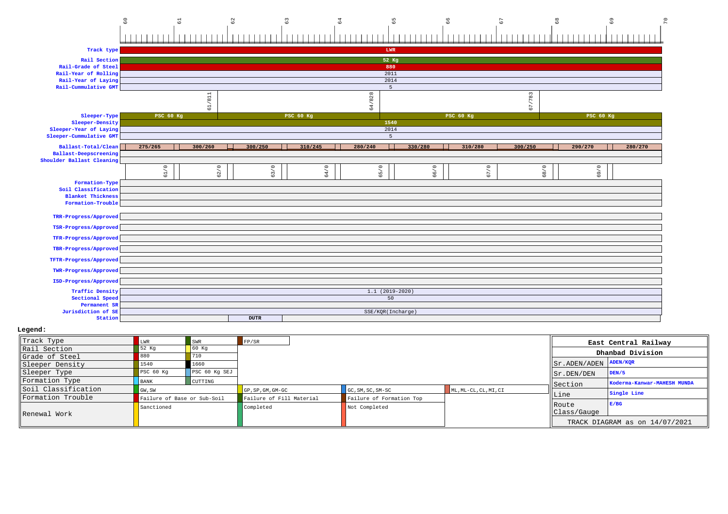Chainage (km): 60 | 61 | 62 | 63 | 64 | 65 | 66 | 67 | 68 | 69 | 70

| Parameter | Value |
|---|---|
| Track type | LWR |
| Rail Section | 52 Kg |
| Rail-Grade of Steel | 880 |
| Rail-Year of Rolling | 2011 |
| Rail-Year of Laying | 2014 |
| Rail-Cummulative GMT | 5 |

Sleeper segment boundaries: 61/811 | 64/828 | 67/783

| Parameter | 60 – 61/811 | 61/811 – 64/828 | 64/828 – 67/783 | 67/783 – 70 |
|---|---|---|---|---|
| Sleeper-Type | PSC 60 Kg | PSC 60 Kg | PSC 60 Kg | PSC 60 Kg |
| Sleeper-Density | 1540 | | | |
| Sleeper-Year of Laying | 2014 | | | |
| Sleeper-Cummulative GMT | 5 | | | |

| Parameter | 61/0 | 62/0 | 63/0 | 64/0 | 65/0 | 66/0 | 67/0 | 68/0 | 69/0 | 70 |
|---|---|---|---|---|---|---|---|---|---|---|
| Ballast-Total/Clean | 275/265 | 300/260 | 300/250 | 310/245 | 280/240 | 330/280 | 310/280 | 300/250 | 290/270 | 280/270 |
| Ballast-Deepscreening | | | | | | | | | | |
| Shoulder Ballast Cleaning | | | | | | | | | | |

| Parameter | Value |
|---|---|
| Formation-Type | |
| Soil Classification | |
| Blanket Thickness | |
| Formation-Trouble | |
| TRR-Progress/Approved | |
| TSR-Progress/Approved | |
| TFR-Progress/Approved | |
| TBR-Progress/Approved | |
| TFTR-Progress/Approved | |
| TWR-Progress/Approved | |
| ISD-Progress/Approved | |
| Traffic Density | 1.1 (2019-2020) |
| Sectional Speed | 50 |
| Permanent SR | |
| Jurisdiction of SE | SSE/KQR(Incharge) |
| Station | DUTR |

**Legend:**

| | | | | | |
|---|---|---|---|---|---|
| Track Type | LWR | SWR | FP/SR | | |
| Rail Section | 52 Kg | 60 Kg | | | |
| Grade of Steel | 880 | 710 | | | |
| Sleeper Density | 1540 | 1660 | | | |
| Sleeper Type | PSC 60 Kg | PSC 60 Kg SEJ | | | |
| Formation Type | BANK | CUTTING | | | |
| Soil Classification | GW, SW | | GP, SP, GM, GM-GC | GC, SM, SC, SM-SC | ML, ML-CL, CL, MI, CI |
| Formation Trouble | Failure of Base or Sub-Soil | | Failure of Fill Material | Failure of Formation Top | |
| Renewal Work | Sanctioned | | Completed | Not Completed | |

| East Central Railway | |
|---|---|
| Dhanbad Division | |
| Sr.ADEN/ADEN | ADEN/KQR |
| Sr.DEN/DEN | DEN/5 |
| Section | Koderma-Kanwar-MAHESH MUNDA |
| Line | Single Line |
| Route Class/Gauge | E/BG |
| TRACK DIAGRAM as on 14/07/2021 | |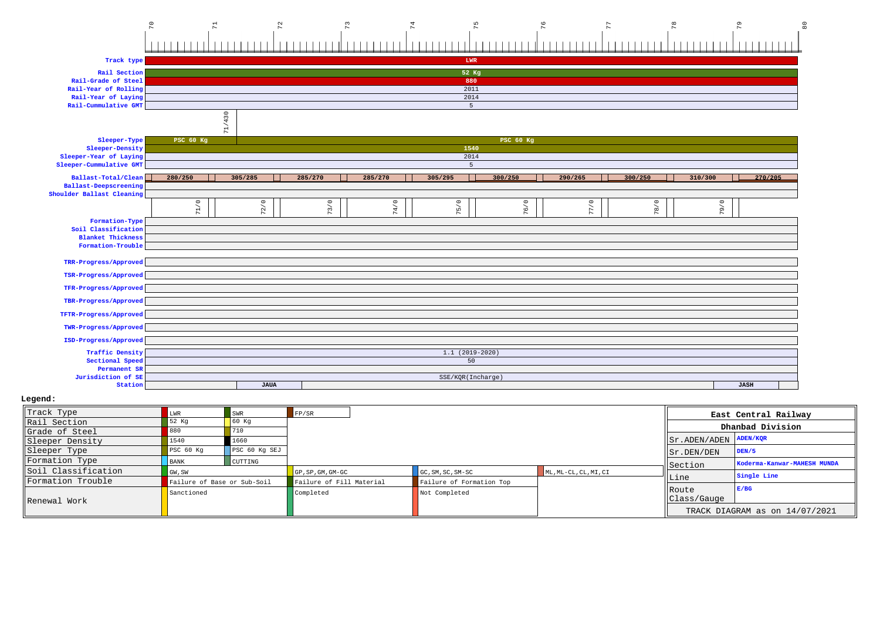Km: 70 71 72 73 74 75 76 77 78 79 80

| Parameter | Value |
|---|---|
| Track type | LWR |
| Rail Section | 52 Kg |
| Rail-Grade of Steel | 880 |
| Rail-Year of Rolling | 2011 |
| Rail-Year of Laying | 2014 |
| Rail-Cummulative GMT | 5 |
| Sleeper-Type | PSC 60 Kg (up to 71/430); PSC 60 Kg |
| Sleeper-Density | 1540 |
| Sleeper-Year of Laying | 2014 |
| Sleeper-Cummulative GMT | 5 |
| Ballast-Total/Clean | 280/250 (71/0), 305/285 (72/0), 285/270 (73/0), 285/270 (74/0), 305/295 (75/0), 300/250 (76/0), 290/265 (77/0), 300/250 (78/0), 310/300 (79/0), 270/205 |
| Ballast-Deepscreening | |
| Shoulder Ballast Cleaning | |
| Formation-Type | |
| Soil Classification | |
| Blanket Thickness | |
| Formation-Trouble | |
| TRR-Progress/Approved | |
| TSR-Progress/Approved | |
| TFR-Progress/Approved | |
| TBR-Progress/Approved | |
| TFTR-Progress/Approved | |
| TWR-Progress/Approved | |
| ISD-Progress/Approved | |
| Traffic Density | 1.1 (2019-2020) |
| Sectional Speed | 50 |
| Permanent SR | |
| Jurisdiction of SE | SSE/KQR(Incharge) |
| Station | JAUA, JASH |

**Legend:**

| | | | | | |
|---|---|---|---|---|---|
| Track Type | LWR | SWR | FP/SR | | |
| Rail Section | 52 Kg | 60 Kg | | | |
| Grade of Steel | 880 | 710 | | | |
| Sleeper Density | 1540 | 1660 | | | |
| Sleeper Type | PSC 60 Kg | PSC 60 Kg SEJ | | | |
| Formation Type | BANK | CUTTING | | | |
| Soil Classification | GW, SW | | GP, SP, GM, GM-GC | GC, SM, SC, SM-SC | ML, ML-CL, CL, MI, CI |
| Formation Trouble | Failure of Base or Sub-Soil | | Failure of Fill Material | Failure of Formation Top | |
| Renewal Work | Sanctioned | | Completed | Not Completed | |

| East Central Railway | |
|---|---|
| Dhanbad Division | |
| Sr.ADEN/ADEN | ADEN/KQR |
| Sr.DEN/DEN | DEN/5 |
| Section | Koderma-Kanwar-MAHESH MUNDA |
| Line | Single Line |
| Route Class/Gauge | E/BG |
| TRACK DIAGRAM as on 14/07/2021 | |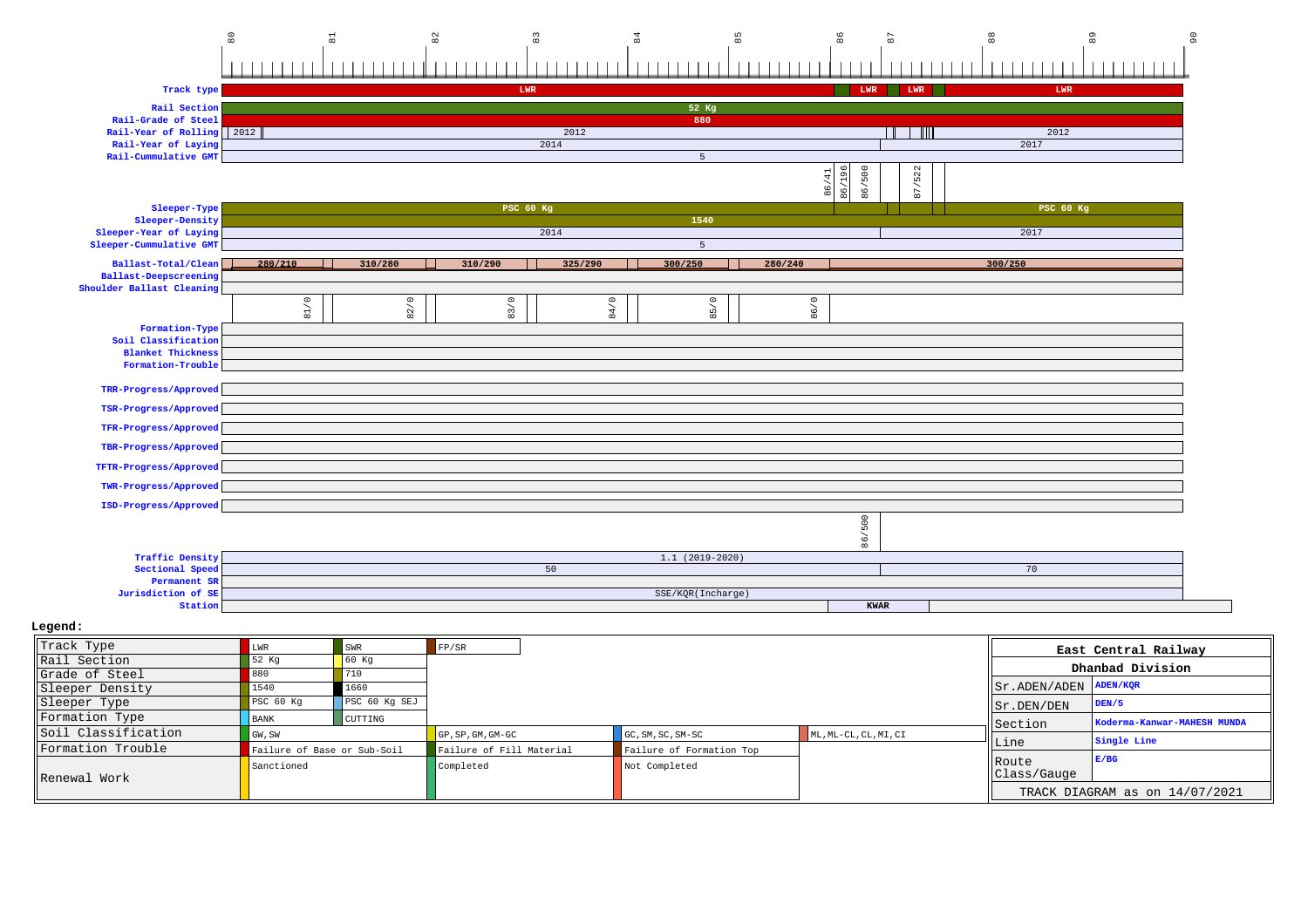| Km | 80 | 81 | 82 | 83 | 84 | 85 | 86 | 87 | 88 | 89 | 90 |
|---|---|---|---|---|---|---|---|---|---|---|---|

| Parameter | Value |
|---|---|
| Track type | LWR / LWR / LWR / LWR |
| Rail Section | 52 Kg |
| Rail-Grade of Steel | 880 |
| Rail-Year of Rolling | 2012 / 2012 / 2012 |
| Rail-Year of Laying | 2014 / 2017 |
| Rail-Cummulative GMT | 5 |
| | 86/41, 86/196, 86/500, 87/522 |
| Sleeper-Type | PSC 60 Kg / PSC 60 Kg |
| Sleeper-Density | 1540 |
| Sleeper-Year of Laying | 2014 / 2017 |
| Sleeper-Cummulative GMT | 5 |
| Ballast-Total/Clean | 280/210, 310/280, 310/290, 325/290, 300/250, 280/240, 300/250 |
| Ballast-Deepscreening | |
| Shoulder Ballast Cleaning | |
| | 81/0, 82/0, 83/0, 84/0, 85/0, 86/0 |
| Formation-Type | |
| Soil Classification | |
| Blanket Thickness | |
| Formation-Trouble | |
| TRR-Progress/Approved | |
| TSR-Progress/Approved | |
| TFR-Progress/Approved | |
| TBR-Progress/Approved | |
| TFTR-Progress/Approved | |
| TWR-Progress/Approved | |
| ISD-Progress/Approved | |
| | 86/500 |
| Traffic Density | 1.1 (2019-2020) |
| Sectional Speed | 50 / 70 |
| Permanent SR | |
| Jurisdiction of SE | SSE/KQR(Incharge) |
| Station | KWAR |

**Legend:**

| | | | | | |
|---|---|---|---|---|---|
| Track Type | LWR | SWR | FP/SR | | |
| Rail Section | 52 Kg | 60 Kg | | | |
| Grade of Steel | 880 | 710 | | | |
| Sleeper Density | 1540 | 1660 | | | |
| Sleeper Type | PSC 60 Kg | PSC 60 Kg SEJ | | | |
| Formation Type | BANK | CUTTING | | | |
| Soil Classification | GW, SW | | GP, SP, GM, GM-GC | GC, SM, SC, SM-SC | ML, ML-CL, CL, MI, CI |
| Formation Trouble | Failure of Base or Sub-Soil | | Failure of Fill Material | Failure of Formation Top | |
| Renewal Work | Sanctioned | | Completed | Not Completed | |

| East Central Railway | |
|---|---|
| Dhanbad Division | |
| Sr.ADEN/ADEN | ADEN/KQR |
| Sr.DEN/DEN | DEN/5 |
| Section | Koderma-Kanwar-MAHESH MUNDA |
| Line | Single Line |
| Route Class/Gauge | E/BG |
| TRACK DIAGRAM as on 14/07/2021 | |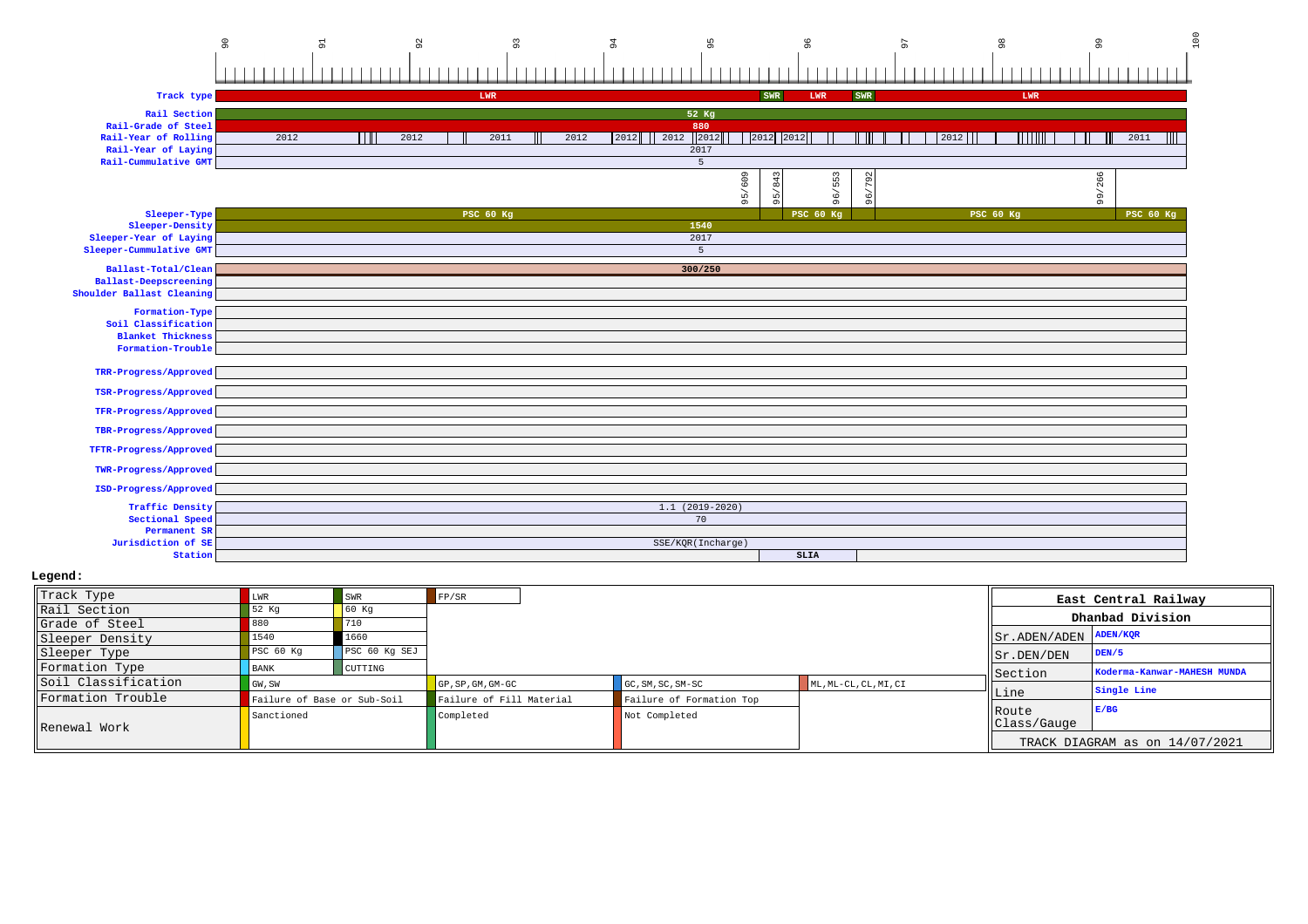Kilometre scale: 90 | 91 | 92 | 93 | 94 | 95 | 96 | 97 | 98 | 99 | 100

| Parameter | Value |
| --- | --- |
| Track type | LWR / SWR / LWR / SWR / LWR |
| Rail Section | 52 Kg |
| Rail-Grade of Steel | 880 |
| Rail-Year of Rolling | 2012, 2012, 2011, 2012, 2012, 2012, 2012, 2012, 2012, 2012, 2011 |
| Rail-Year of Laying | 2017 |
| Rail-Cummulative GMT | 5 |
| Chainage marks | 95/609, 95/843, 96/553, 96/792, 99/266 |
| Sleeper-Type | PSC 60 Kg / PSC 60 Kg / PSC 60 Kg / PSC 60 Kg |
| Sleeper-Density | 1540 |
| Sleeper-Year of Laying | 2017 |
| Sleeper-Cummulative GMT | 5 |
| Ballast-Total/Clean | 300/250 |
| Ballast-Deepscreening | |
| Shoulder Ballast Cleaning | |
| Formation-Type | |
| Soil Classification | |
| Blanket Thickness | |
| Formation-Trouble | |
| TRR-Progress/Approved | |
| TSR-Progress/Approved | |
| TFR-Progress/Approved | |
| TBR-Progress/Approved | |
| TFTR-Progress/Approved | |
| TWR-Progress/Approved | |
| ISD-Progress/Approved | |
| Traffic Density | 1.1 (2019-2020) |
| Sectional Speed | 70 |
| Permanent SR | |
| Jurisdiction of SE | SSE/KQR(Incharge) |
| Station | SLIA |

**Legend:**

| | | | | | |
| --- | --- | --- | --- | --- | --- |
| Track Type | LWR | SWR | FP/SR | | |
| Rail Section | 52 Kg | 60 Kg | | | |
| Grade of Steel | 880 | 710 | | | |
| Sleeper Density | 1540 | 1660 | | | |
| Sleeper Type | PSC 60 Kg | PSC 60 Kg SEJ | | | |
| Formation Type | BANK | CUTTING | | | |
| Soil Classification | GW, SW | | GP, SP, GM, GM-GC | GC, SM, SC, SM-SC | ML, ML-CL, CL, MI, CI |
| Formation Trouble | Failure of Base or Sub-Soil | | Failure of Fill Material | Failure of Formation Top | |
| Renewal Work | Sanctioned | | Completed | Not Completed | |

| East Central Railway | |
| --- | --- |
| Dhanbad Division | |
| Sr.ADEN/ADEN | ADEN/KQR |
| Sr.DEN/DEN | DEN/5 |
| Section | Koderma-Kanwar-MAHESH MUNDA |
| Line | Single Line |
| Route Class/Gauge | E/BG |
| TRACK DIAGRAM as on 14/07/2021 | |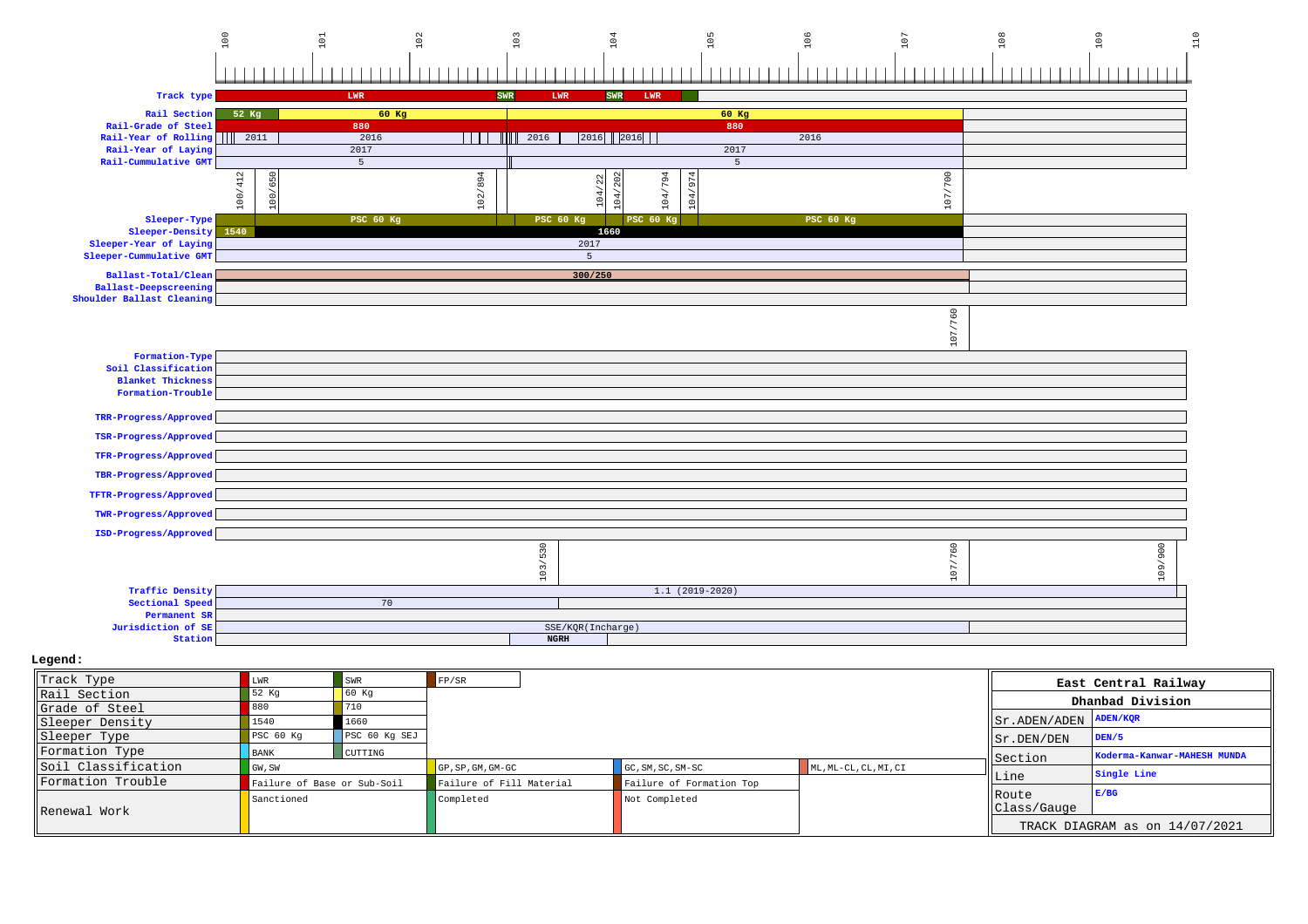100 101 102 103 104 105 106 107 108 109 110

Track type: LWR, SWR, LWR, SWR, LWR

Rail Section: 52 Kg, 60 Kg, 60 Kg

Rail-Grade of Steel: 880, 880

Rail-Year of Rolling: 2011, 2016, 2016, 2016, 2016, 2016

Rail-Year of Laying: 2017, 2017

Rail-Cummulative GMT: 5, 5

100/412, 100/650, 102/894, 104/22, 104/202, 104/794, 104/974, 107/700

Sleeper-Type: PSC 60 Kg, PSC 60 Kg, PSC 60 Kg, PSC 60 Kg

Sleeper-Density: 1540, 1660

Sleeper-Year of Laying: 2017

Sleeper-Cummulative GMT: 5

Ballast-Total/Clean: 300/250

Ballast-Deepscreening

Shoulder Ballast Cleaning

107/760

Formation-Type

Soil Classification

Blanket Thickness

Formation-Trouble

TRR-Progress/Approved

TSR-Progress/Approved

TFR-Progress/Approved

TBR-Progress/Approved

TFTR-Progress/Approved

TWR-Progress/Approved

ISD-Progress/Approved

103/530, 107/760, 109/900

Traffic Density: 1.1 (2019-2020)

Sectional Speed: 70

Permanent SR

Jurisdiction of SE: SSE/KQR(Incharge)

Station: NGRH

**Legend:**

| | | | | | |
|---|---|---|---|---|---|
| Track Type | LWR | SWR | FP/SR | | |
| Rail Section | 52 Kg | 60 Kg | | | |
| Grade of Steel | 880 | 710 | | | |
| Sleeper Density | 1540 | 1660 | | | |
| Sleeper Type | PSC 60 Kg | PSC 60 Kg SEJ | | | |
| Formation Type | BANK | CUTTING | | | |
| Soil Classification | GW, SW | | GP, SP, GM, GM-GC | GC, SM, SC, SM-SC | ML, ML-CL, CL, MI, CI |
| Formation Trouble | Failure of Base or Sub-Soil | | Failure of Fill Material | Failure of Formation Top | |
| Renewal Work | Sanctioned | | Completed | Not Completed | |

| | |
|---|---|
| East Central Railway | |
| Dhanbad Division | |
| Sr.ADEN/ADEN | ADEN/KQR |
| Sr.DEN/DEN | DEN/5 |
| Section | Koderma-Kanwar-MAHESH MUNDA |
| Line | Single Line |
| Route Class/Gauge | E/BG |
| TRACK DIAGRAM as on 14/07/2021 | |